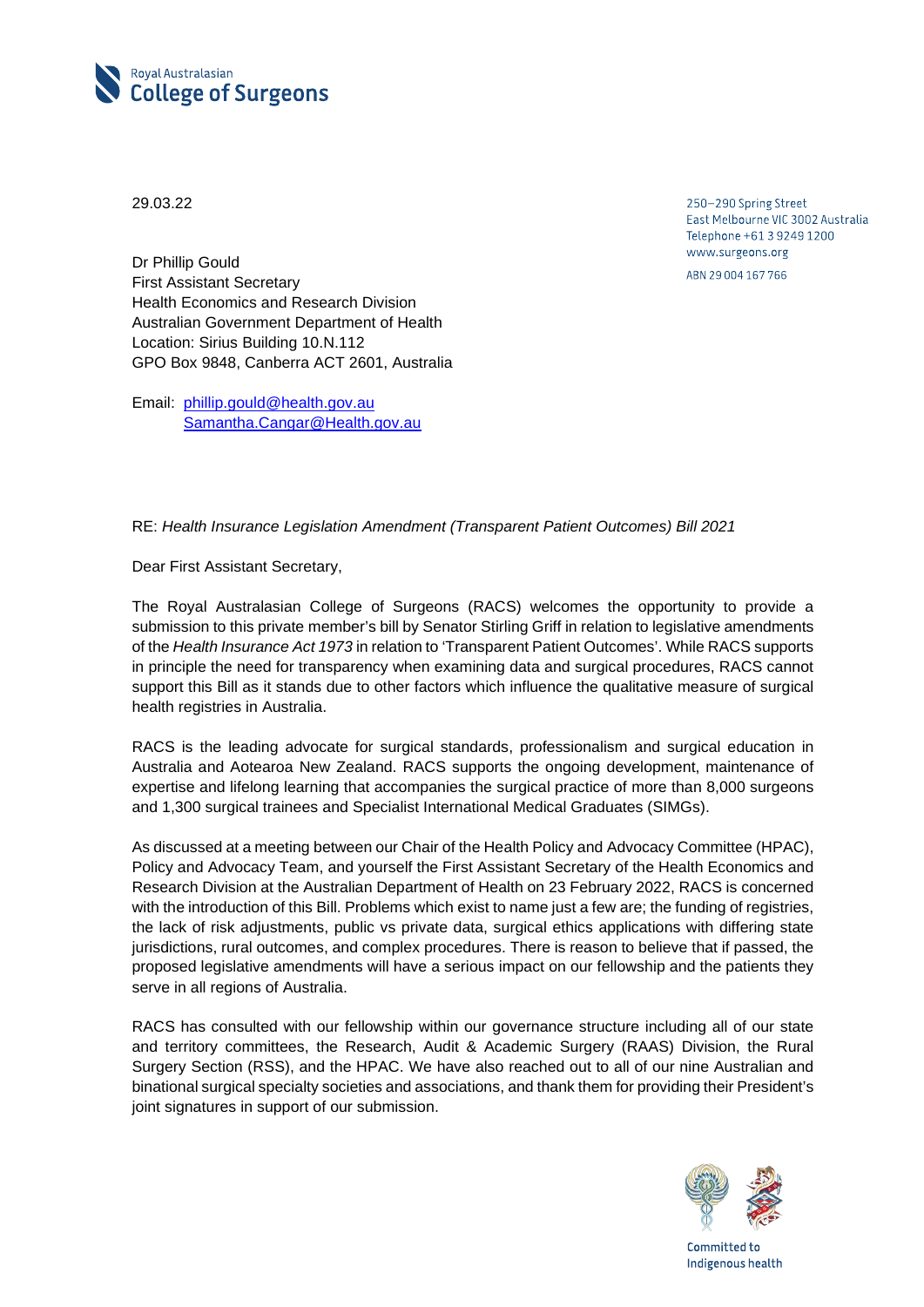Royal Australasian
**College of Surgeons**

250–290 Spring Street
East Melbourne VIC 3002 Australia
Telephone +61 3 9249 1200
www.surgeons.org

ABN 29 004 167 766

29.03.22

Dr Phillip Gould
First Assistant Secretary
Health Economics and Research Division
Australian Government Department of Health
Location: Sirius Building 10.N.112
GPO Box 9848, Canberra ACT 2601, Australia

Email: [phillip.gould@health.gov.au](mailto:phillip.gould@health.gov.au)
[Samantha.Cangar@Health.gov.au](mailto:Samantha.Cangar@Health.gov.au)

RE: *Health Insurance Legislation Amendment (Transparent Patient Outcomes) Bill 2021*

Dear First Assistant Secretary,

The Royal Australasian College of Surgeons (RACS) welcomes the opportunity to provide a submission to this private member's bill by Senator Stirling Griff in relation to legislative amendments of the *Health Insurance Act 1973* in relation to 'Transparent Patient Outcomes'. While RACS supports in principle the need for transparency when examining data and surgical procedures, RACS cannot support this Bill as it stands due to other factors which influence the qualitative measure of surgical health registries in Australia.

RACS is the leading advocate for surgical standards, professionalism and surgical education in Australia and Aotearoa New Zealand. RACS supports the ongoing development, maintenance of expertise and lifelong learning that accompanies the surgical practice of more than 8,000 surgeons and 1,300 surgical trainees and Specialist International Medical Graduates (SIMGs).

As discussed at a meeting between our Chair of the Health Policy and Advocacy Committee (HPAC), Policy and Advocacy Team, and yourself the First Assistant Secretary of the Health Economics and Research Division at the Australian Department of Health on 23 February 2022, RACS is concerned with the introduction of this Bill. Problems which exist to name just a few are; the funding of registries, the lack of risk adjustments, public vs private data, surgical ethics applications with differing state jurisdictions, rural outcomes, and complex procedures. There is reason to believe that if passed, the proposed legislative amendments will have a serious impact on our fellowship and the patients they serve in all regions of Australia.

RACS has consulted with our fellowship within our governance structure including all of our state and territory committees, the Research, Audit & Academic Surgery (RAAS) Division, the Rural Surgery Section (RSS), and the HPAC. We have also reached out to all of our nine Australian and binational surgical specialty societies and associations, and thank them for providing their President's joint signatures in support of our submission.

Committed to
Indigenous health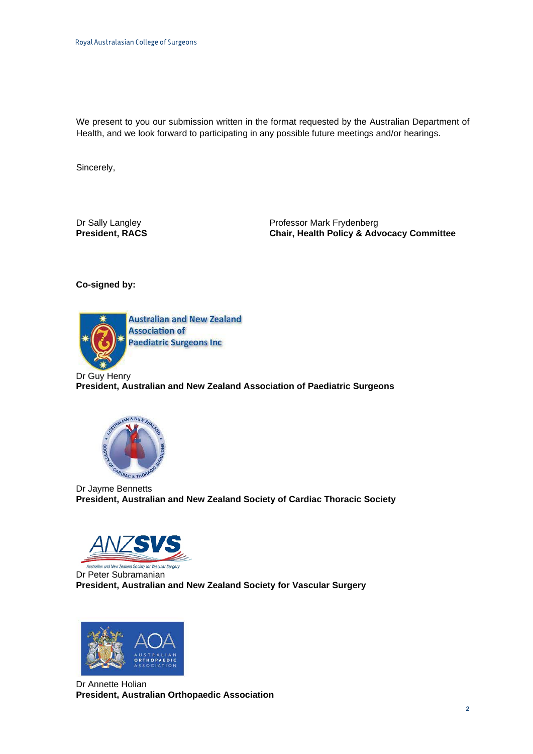We present to you our submission written in the format requested by the Australian Department of Health, and we look forward to participating in any possible future meetings and/or hearings.

Sincerely,

Dr Sally Langley
**President, RACS**

Professor Mark Frydenberg
**Chair, Health Policy & Advocacy Committee**

**Co-signed by:**

Australian and New Zealand Association of Paediatric Surgeons Inc

Dr Guy Henry
**President, Australian and New Zealand Association of Paediatric Surgeons**

Dr Jayme Bennetts
**President, Australian and New Zealand Society of Cardiac Thoracic Society**

ANZSVS
Australian and New Zealand Society for Vascular Surgery

Dr Peter Subramanian
**President, Australian and New Zealand Society for Vascular Surgery**

AOA
Australian Orthopaedic Association

Dr Annette Holian
**President, Australian Orthopaedic Association**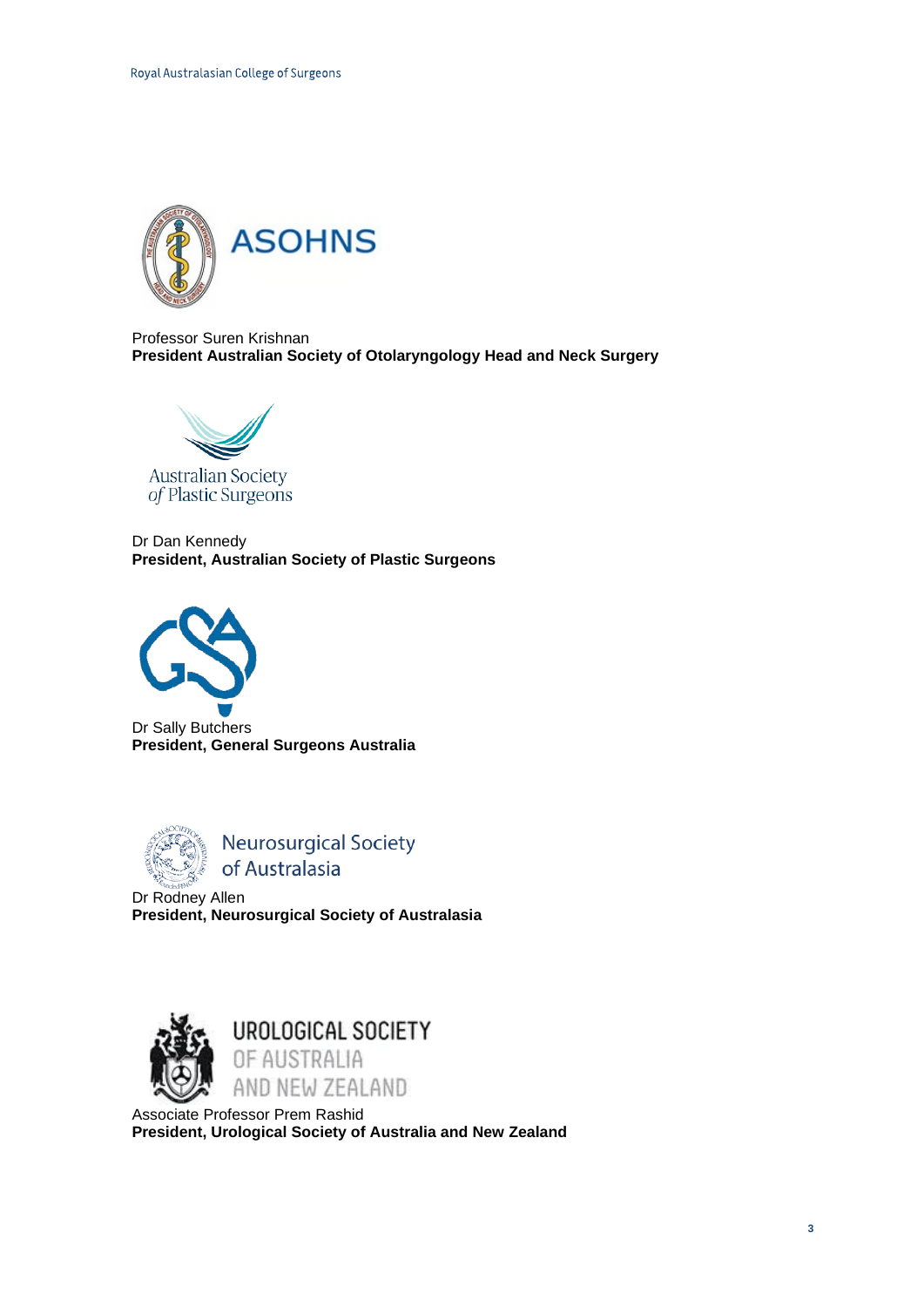Professor Suren Krishnan
**President Australian Society of Otolaryngology Head and Neck Surgery**

Dr Dan Kennedy
**President, Australian Society of Plastic Surgeons**

Dr Sally Butchers
**President, General Surgeons Australia**

Dr Rodney Allen
**President, Neurosurgical Society of Australasia**

Associate Professor Prem Rashid
**President, Urological Society of Australia and New Zealand**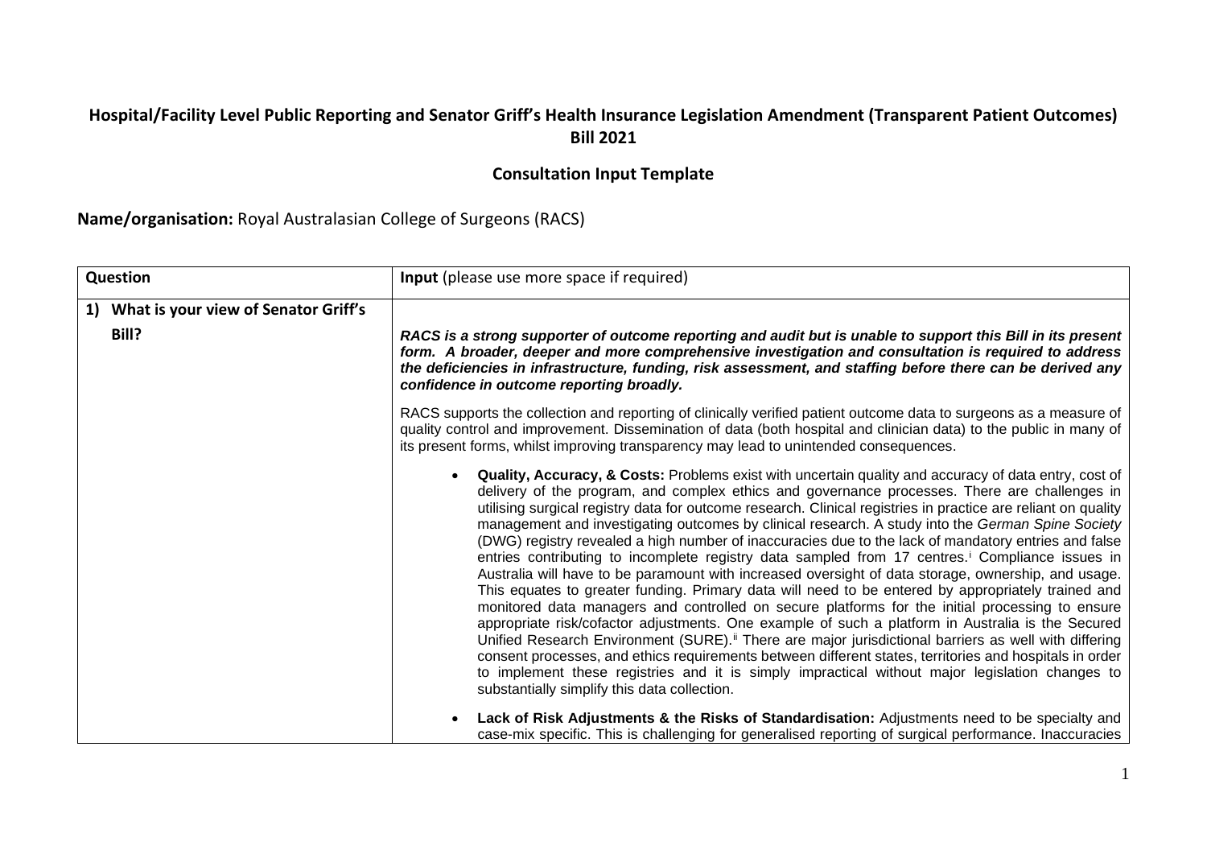## Hospital/Facility Level Public Reporting and Senator Griff's Health Insurance Legislation Amendment (Transparent Patient Outcomes) Bill 2021

### Consultation Input Template

**Name/organisation:** Royal Australasian College of Surgeons (RACS)

| Question | **Input** (please use more space if required) |
|---|---|
| **1) What is your view of Senator Griff's Bill?** | ***RACS is a strong supporter of outcome reporting and audit but is unable to support this Bill in its present form. A broader, deeper and more comprehensive investigation and consultation is required to address the deficiencies in infrastructure, funding, risk assessment, and staffing before there can be derived any confidence in outcome reporting broadly.***<br><br>RACS supports the collection and reporting of clinically verified patient outcome data to surgeons as a measure of quality control and improvement. Dissemination of data (both hospital and clinician data) to the public in many of its present forms, whilst improving transparency may lead to unintended consequences.<br><br>• **Quality, Accuracy, & Costs:** Problems exist with uncertain quality and accuracy of data entry, cost of delivery of the program, and complex ethics and governance processes. There are challenges in utilising surgical registry data for outcome research. Clinical registries in practice are reliant on quality management and investigating outcomes by clinical research. A study into the *German Spine Society* (DWG) registry revealed a high number of inaccuracies due to the lack of mandatory entries and false entries contributing to incomplete registry data sampled from 17 centres.[i] Compliance issues in Australia will have to be paramount with increased oversight of data storage, ownership, and usage. This equates to greater funding. Primary data will need to be entered by appropriately trained and monitored data managers and controlled on secure platforms for the initial processing to ensure appropriate risk/cofactor adjustments. One example of such a platform in Australia is the Secured Unified Research Environment (SURE).[ii] There are major jurisdictional barriers as well with differing consent processes, and ethics requirements between different states, territories and hospitals in order to implement these registries and it is simply impractical without major legislation changes to substantially simplify this data collection.<br><br>• **Lack of Risk Adjustments & the Risks of Standardisation:** Adjustments need to be specialty and case-mix specific. This is challenging for generalised reporting of surgical performance. Inaccuracies |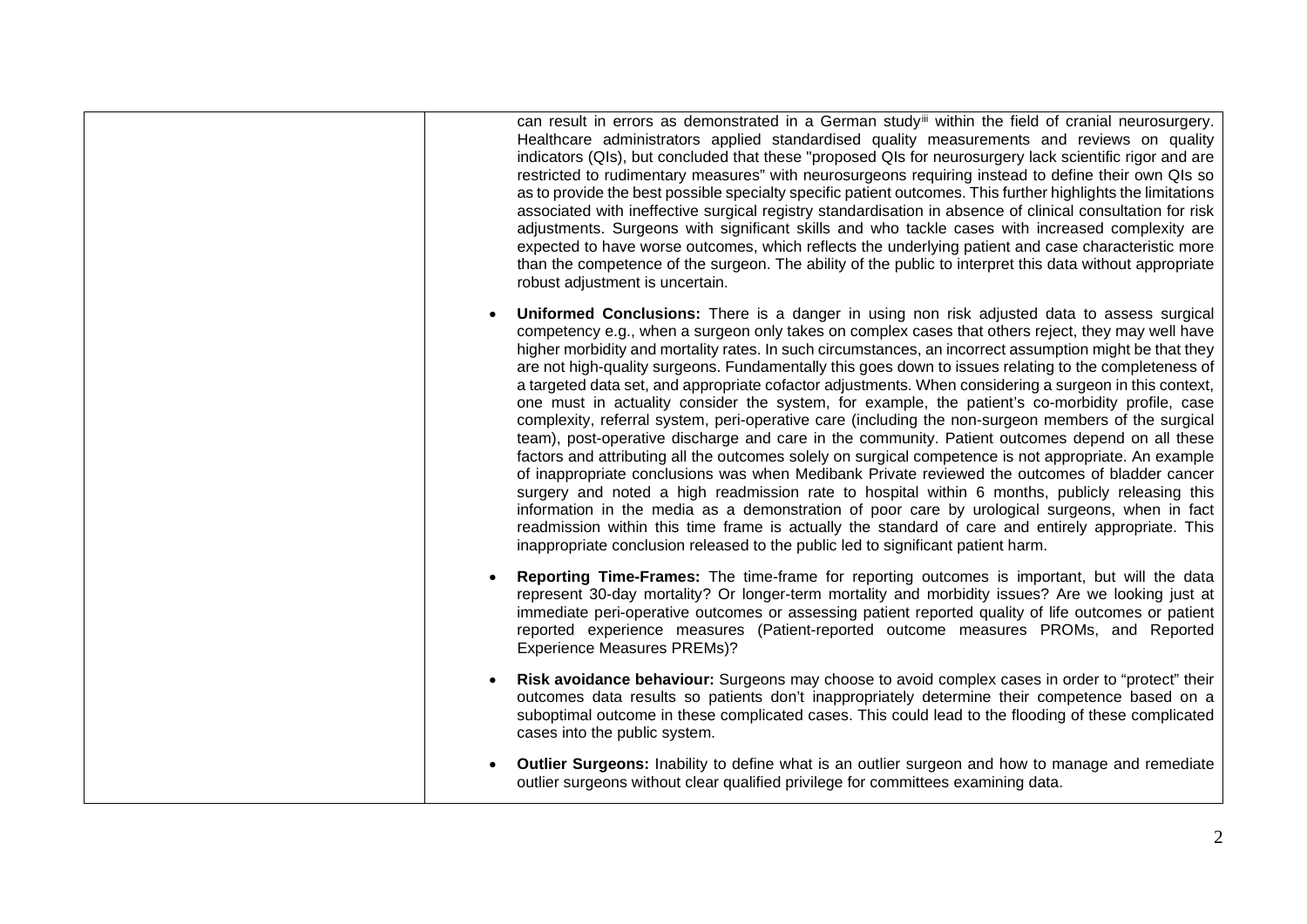| | can result in errors as demonstrated in a German study[iii] within the field of cranial neurosurgery. Healthcare administrators applied standardised quality measurements and reviews on quality indicators (QIs), but concluded that these "proposed QIs for neurosurgery lack scientific rigor and are restricted to rudimentary measures" with neurosurgeons requiring instead to define their own QIs so as to provide the best possible specialty specific patient outcomes. This further highlights the limitations associated with ineffective surgical registry standardisation in absence of clinical consultation for risk adjustments. Surgeons with significant skills and who tackle cases with increased complexity are expected to have worse outcomes, which reflects the underlying patient and case characteristic more than the competence of the surgeon. The ability of the public to interpret this data without appropriate robust adjustment is uncertain.<br><br>• **Uniformed Conclusions:** There is a danger in using non risk adjusted data to assess surgical competency e.g., when a surgeon only takes on complex cases that others reject, they may well have higher morbidity and mortality rates. In such circumstances, an incorrect assumption might be that they are not high-quality surgeons. Fundamentally this goes down to issues relating to the completeness of a targeted data set, and appropriate cofactor adjustments. When considering a surgeon in this context, one must in actuality consider the system, for example, the patient's co-morbidity profile, case complexity, referral system, peri-operative care (including the non-surgeon members of the surgical team), post-operative discharge and care in the community. Patient outcomes depend on all these factors and attributing all the outcomes solely on surgical competence is not appropriate. An example of inappropriate conclusions was when Medibank Private reviewed the outcomes of bladder cancer surgery and noted a high readmission rate to hospital within 6 months, publicly releasing this information in the media as a demonstration of poor care by urological surgeons, when in fact readmission within this time frame is actually the standard of care and entirely appropriate. This inappropriate conclusion released to the public led to significant patient harm.<br><br>• **Reporting Time-Frames:** The time-frame for reporting outcomes is important, but will the data represent 30-day mortality? Or longer-term mortality and morbidity issues? Are we looking just at immediate peri-operative outcomes or assessing patient reported quality of life outcomes or patient reported experience measures (Patient-reported outcome measures PROMs, and Reported Experience Measures PREMs)?<br><br>• **Risk avoidance behaviour:** Surgeons may choose to avoid complex cases in order to "protect" their outcomes data results so patients don't inappropriately determine their competence based on a suboptimal outcome in these complicated cases. This could lead to the flooding of these complicated cases into the public system.<br><br>• **Outlier Surgeons:** Inability to define what is an outlier surgeon and how to manage and remediate outlier surgeons without clear qualified privilege for committees examining data. |
|---|---|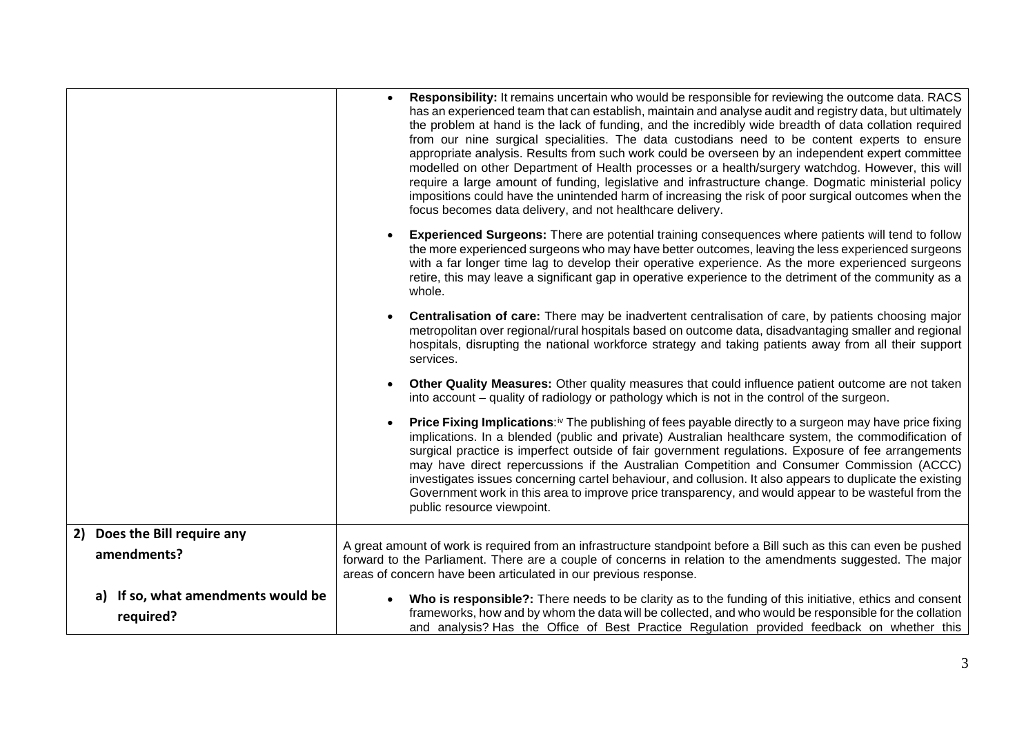| | |
|---|---|
| | • **Responsibility:** It remains uncertain who would be responsible for reviewing the outcome data. RACS has an experienced team that can establish, maintain and analyse audit and registry data, but ultimately the problem at hand is the lack of funding, and the incredibly wide breadth of data collation required from our nine surgical specialities. The data custodians need to be content experts to ensure appropriate analysis. Results from such work could be overseen by an independent expert committee modelled on other Department of Health processes or a health/surgery watchdog. However, this will require a large amount of funding, legislative and infrastructure change. Dogmatic ministerial policy impositions could have the unintended harm of increasing the risk of poor surgical outcomes when the focus becomes data delivery, and not healthcare delivery.<br><br>• **Experienced Surgeons:** There are potential training consequences where patients will tend to follow the more experienced surgeons who may have better outcomes, leaving the less experienced surgeons with a far longer time lag to develop their operative experience. As the more experienced surgeons retire, this may leave a significant gap in operative experience to the detriment of the community as a whole.<br><br>• **Centralisation of care:** There may be inadvertent centralisation of care, by patients choosing major metropolitan over regional/rural hospitals based on outcome data, disadvantaging smaller and regional hospitals, disrupting the national workforce strategy and taking patients away from all their support services.<br><br>• **Other Quality Measures:** Other quality measures that could influence patient outcome are not taken into account – quality of radiology or pathology which is not in the control of the surgeon.<br><br>• **Price Fixing Implications**:[iv] The publishing of fees payable directly to a surgeon may have price fixing implications. In a blended (public and private) Australian healthcare system, the commodification of surgical practice is imperfect outside of fair government regulations. Exposure of fee arrangements may have direct repercussions if the Australian Competition and Consumer Commission (ACCC) investigates issues concerning cartel behaviour, and collusion. It also appears to duplicate the existing Government work in this area to improve price transparency, and would appear to be wasteful from the public resource viewpoint. |
| **2) Does the Bill require any amendments?**<br><br>**a) If so, what amendments would be required?** | A great amount of work is required from an infrastructure standpoint before a Bill such as this can even be pushed forward to the Parliament. There are a couple of concerns in relation to the amendments suggested. The major areas of concern have been articulated in our previous response.<br><br>• **Who is responsible?:** There needs to be clarity as to the funding of this initiative, ethics and consent frameworks, how and by whom the data will be collected, and who would be responsible for the collation and analysis? Has the Office of Best Practice Regulation provided feedback on whether this |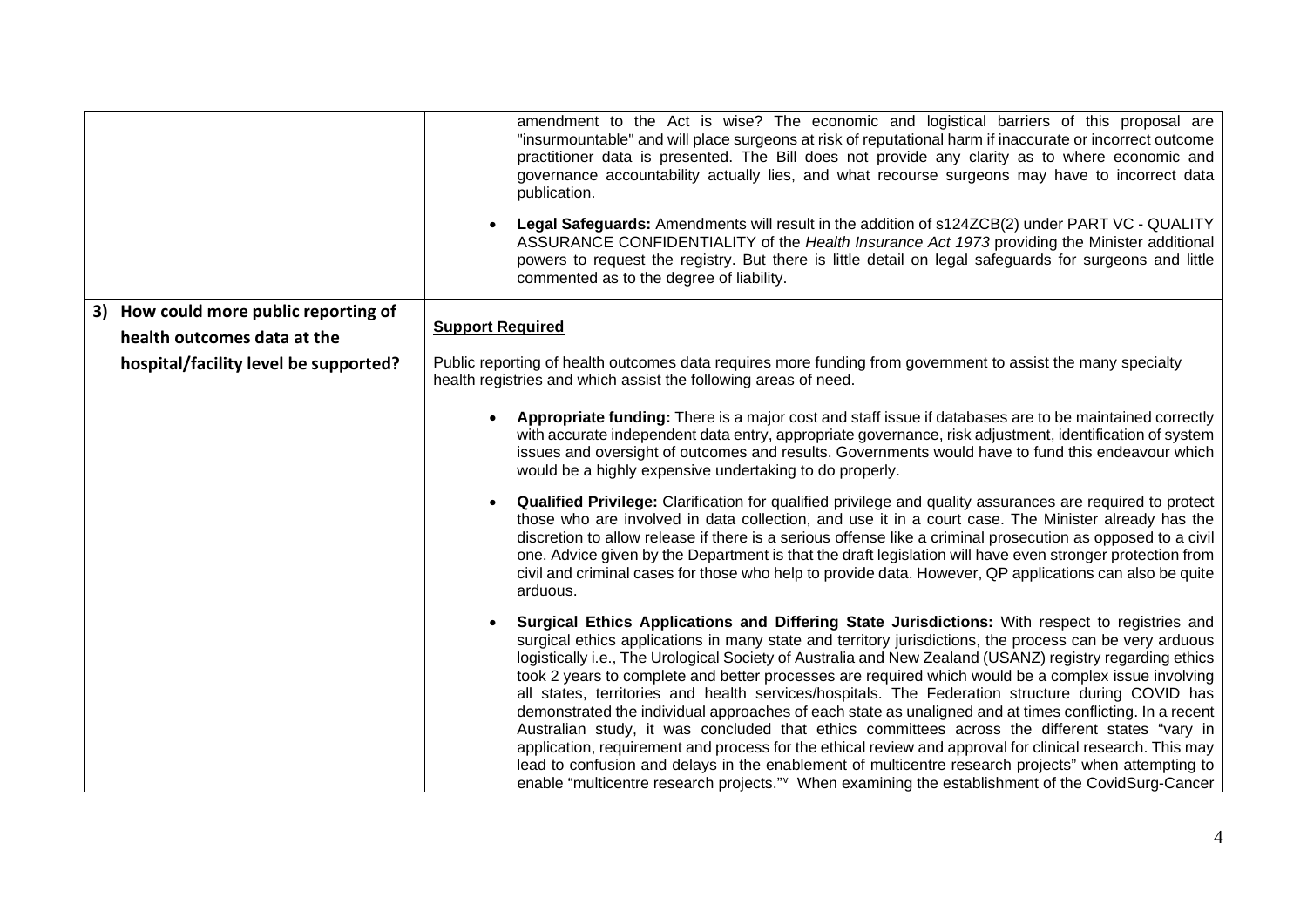| | |
|---|---|
| | amendment to the Act is wise? The economic and logistical barriers of this proposal are "insurmountable" and will place surgeons at risk of reputational harm if inaccurate or incorrect outcome practitioner data is presented. The Bill does not provide any clarity as to where economic and governance accountability actually lies, and what recourse surgeons may have to incorrect data publication.<br><br>• **Legal Safeguards:** Amendments will result in the addition of s124ZCB(2) under PART VC - QUALITY ASSURANCE CONFIDENTIALITY of the *Health Insurance Act 1973* providing the Minister additional powers to request the registry. But there is little detail on legal safeguards for surgeons and little commented as to the degree of liability. |
| **3) How could more public reporting of health outcomes data at the hospital/facility level be supported?** | **Support Required**<br><br>Public reporting of health outcomes data requires more funding from government to assist the many specialty health registries and which assist the following areas of need.<br><br>• **Appropriate funding:** There is a major cost and staff issue if databases are to be maintained correctly with accurate independent data entry, appropriate governance, risk adjustment, identification of system issues and oversight of outcomes and results. Governments would have to fund this endeavour which would be a highly expensive undertaking to do properly.<br><br>• **Qualified Privilege:** Clarification for qualified privilege and quality assurances are required to protect those who are involved in data collection, and use it in a court case. The Minister already has the discretion to allow release if there is a serious offense like a criminal prosecution as opposed to a civil one. Advice given by the Department is that the draft legislation will have even stronger protection from civil and criminal cases for those who help to provide data. However, QP applications can also be quite arduous.<br><br>• **Surgical Ethics Applications and Differing State Jurisdictions:** With respect to registries and surgical ethics applications in many state and territory jurisdictions, the process can be very arduous logistically i.e., The Urological Society of Australia and New Zealand (USANZ) registry regarding ethics took 2 years to complete and better processes are required which would be a complex issue involving all states, territories and health services/hospitals. The Federation structure during COVID has demonstrated the individual approaches of each state as unaligned and at times conflicting. In a recent Australian study, it was concluded that ethics committees across the different states "vary in application, requirement and process for the ethical review and approval for clinical research. This may lead to confusion and delays in the enablement of multicentre research projects" when attempting to enable "multicentre research projects."[v] When examining the establishment of the CovidSurg-Cancer |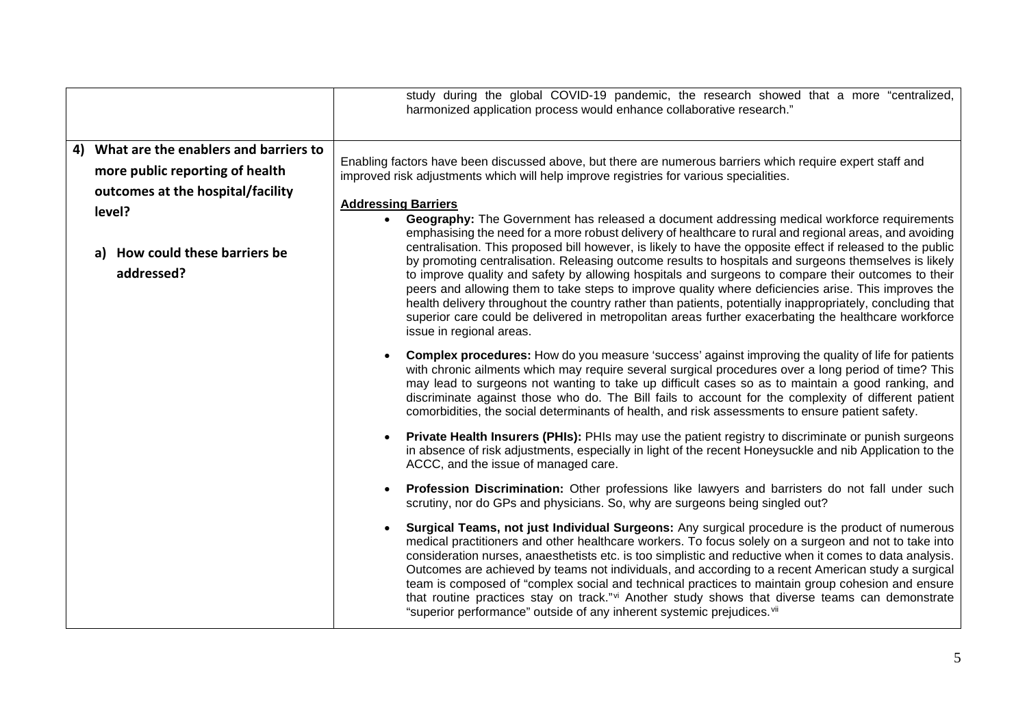| | |
|---|---|
| | study during the global COVID-19 pandemic, the research showed that a more "centralized, harmonized application process would enhance collaborative research." |
| **4) What are the enablers and barriers to more public reporting of health outcomes at the hospital/facility level?**<br><br>**a) How could these barriers be addressed?** | Enabling factors have been discussed above, but there are numerous barriers which require expert staff and improved risk adjustments which will help improve registries for various specialities.<br><br>**Addressing Barriers**<br><br>• **Geography:** The Government has released a document addressing medical workforce requirements emphasising the need for a more robust delivery of healthcare to rural and regional areas, and avoiding centralisation. This proposed bill however, is likely to have the opposite effect if released to the public by promoting centralisation. Releasing outcome results to hospitals and surgeons themselves is likely to improve quality and safety by allowing hospitals and surgeons to compare their outcomes to their peers and allowing them to take steps to improve quality where deficiencies arise. This improves the health delivery throughout the country rather than patients, potentially inappropriately, concluding that superior care could be delivered in metropolitan areas further exacerbating the healthcare workforce issue in regional areas.<br><br>• **Complex procedures:** How do you measure 'success' against improving the quality of life for patients with chronic ailments which may require several surgical procedures over a long period of time? This may lead to surgeons not wanting to take up difficult cases so as to maintain a good ranking, and discriminate against those who do. The Bill fails to account for the complexity of different patient comorbidities, the social determinants of health, and risk assessments to ensure patient safety.<br><br>• **Private Health Insurers (PHIs):** PHIs may use the patient registry to discriminate or punish surgeons in absence of risk adjustments, especially in light of the recent Honeysuckle and nib Application to the ACCC, and the issue of managed care.<br><br>• **Profession Discrimination:** Other professions like lawyers and barristers do not fall under such scrutiny, nor do GPs and physicians. So, why are surgeons being singled out?<br><br>• **Surgical Teams, not just Individual Surgeons:** Any surgical procedure is the product of numerous medical practitioners and other healthcare workers. To focus solely on a surgeon and not to take into consideration nurses, anaesthetists etc. is too simplistic and reductive when it comes to data analysis. Outcomes are achieved by teams not individuals, and according to a recent American study a surgical team is composed of "complex social and technical practices to maintain group cohesion and ensure that routine practices stay on track."[vi] Another study shows that diverse teams can demonstrate "superior performance" outside of any inherent systemic prejudices.[vii] |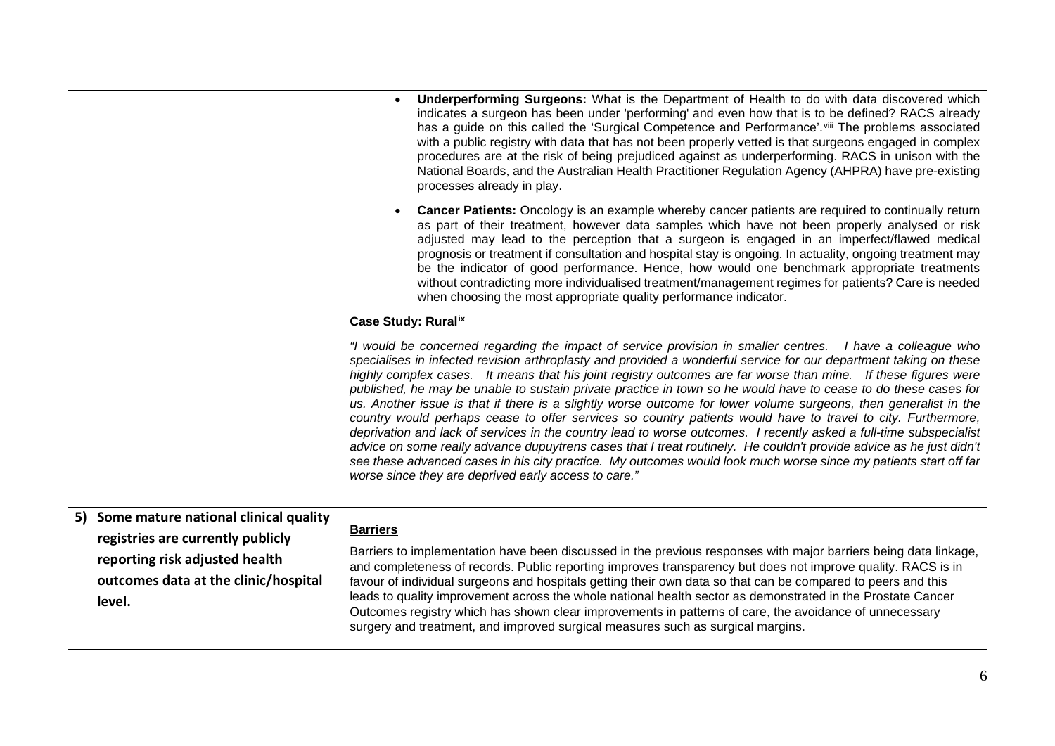| | |
|---|---|
| | • **Underperforming Surgeons:** What is the Department of Health to do with data discovered which indicates a surgeon has been under 'performing' and even how that is to be defined? RACS already has a guide on this called the 'Surgical Competence and Performance'.[viii] The problems associated with a public registry with data that has not been properly vetted is that surgeons engaged in complex procedures are at the risk of being prejudiced against as underperforming. RACS in unison with the National Boards, and the Australian Health Practitioner Regulation Agency (AHPRA) have pre-existing processes already in play.<br><br>• **Cancer Patients:** Oncology is an example whereby cancer patients are required to continually return as part of their treatment, however data samples which have not been properly analysed or risk adjusted may lead to the perception that a surgeon is engaged in an imperfect/flawed medical prognosis or treatment if consultation and hospital stay is ongoing. In actuality, ongoing treatment may be the indicator of good performance. Hence, how would one benchmark appropriate treatments without contradicting more individualised treatment/management regimes for patients? Care is needed when choosing the most appropriate quality performance indicator.<br><br>**Case Study: Rural**[ix]<br><br>*"I would be concerned regarding the impact of service provision in smaller centres. I have a colleague who specialises in infected revision arthroplasty and provided a wonderful service for our department taking on these highly complex cases. It means that his joint registry outcomes are far worse than mine. If these figures were published, he may be unable to sustain private practice in town so he would have to cease to do these cases for us. Another issue is that if there is a slightly worse outcome for lower volume surgeons, then generalist in the country would perhaps cease to offer services so country patients would have to travel to city. Furthermore, deprivation and lack of services in the country lead to worse outcomes. I recently asked a full-time subspecialist advice on some really advance dupuytrens cases that I treat routinely. He couldn't provide advice as he just didn't see these advanced cases in his city practice. My outcomes would look much worse since my patients start off far worse since they are deprived early access to care."* |
| **5) Some mature national clinical quality registries are currently publicly reporting risk adjusted health outcomes data at the clinic/hospital level.** | **Barriers**<br><br>Barriers to implementation have been discussed in the previous responses with major barriers being data linkage, and completeness of records. Public reporting improves transparency but does not improve quality. RACS is in favour of individual surgeons and hospitals getting their own data so that can be compared to peers and this leads to quality improvement across the whole national health sector as demonstrated in the Prostate Cancer Outcomes registry which has shown clear improvements in patterns of care, the avoidance of unnecessary surgery and treatment, and improved surgical measures such as surgical margins. |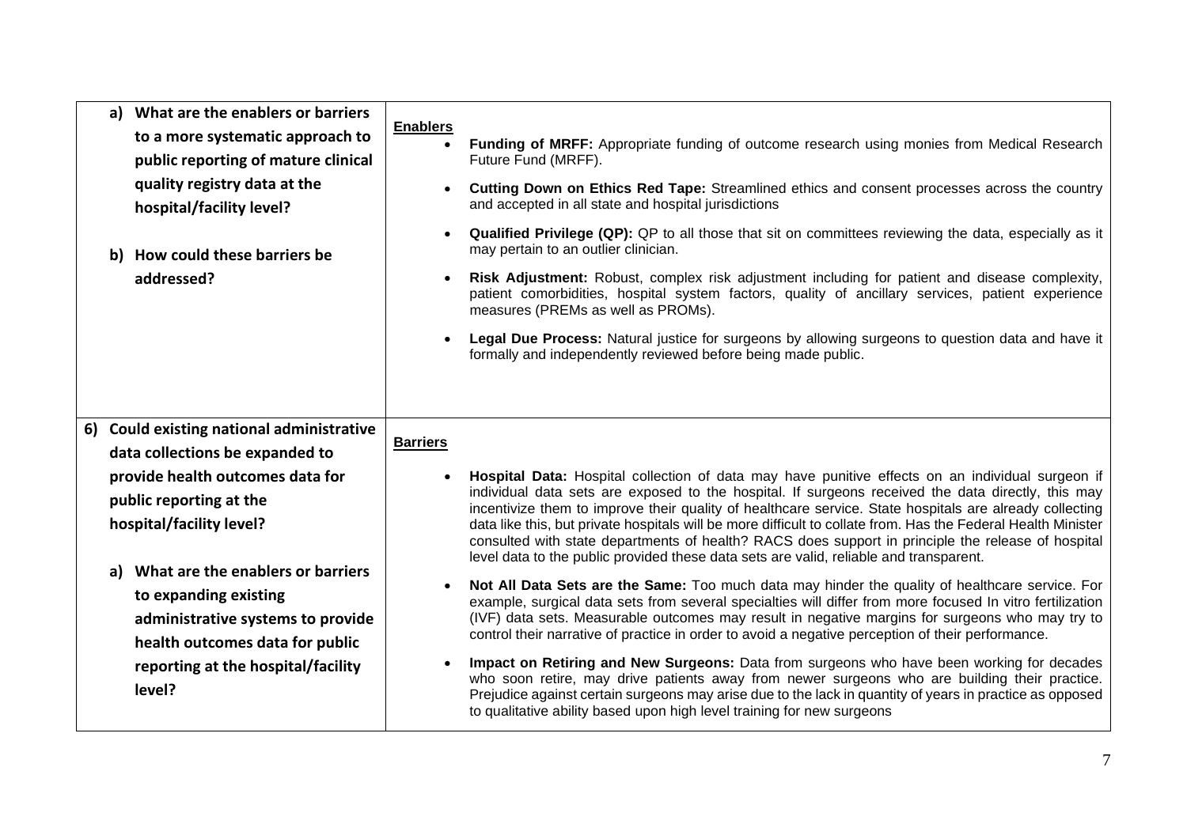| | |
|---|---|
| a) **What are the enablers or barriers to a more systematic approach to public reporting of mature clinical quality registry data at the hospital/facility level?**<br><br>b) **How could these barriers be addressed?** | **Enablers**<br>• **Funding of MRFF:** Appropriate funding of outcome research using monies from Medical Research Future Fund (MRFF).<br>• **Cutting Down on Ethics Red Tape:** Streamlined ethics and consent processes across the country and accepted in all state and hospital jurisdictions<br>• **Qualified Privilege (QP):** QP to all those that sit on committees reviewing the data, especially as it may pertain to an outlier clinician.<br>• **Risk Adjustment:** Robust, complex risk adjustment including for patient and disease complexity, patient comorbidities, hospital system factors, quality of ancillary services, patient experience measures (PREMs as well as PROMs).<br>• **Legal Due Process:** Natural justice for surgeons by allowing surgeons to question data and have it formally and independently reviewed before being made public. |
| 6) **Could existing national administrative data collections be expanded to provide health outcomes data for public reporting at the hospital/facility level?**<br><br>a) **What are the enablers or barriers to expanding existing administrative systems to provide health outcomes data for public reporting at the hospital/facility level?** | **Barriers**<br>• **Hospital Data:** Hospital collection of data may have punitive effects on an individual surgeon if individual data sets are exposed to the hospital. If surgeons received the data directly, this may incentivize them to improve their quality of healthcare service. State hospitals are already collecting data like this, but private hospitals will be more difficult to collate from. Has the Federal Health Minister consulted with state departments of health? RACS does support in principle the release of hospital level data to the public provided these data sets are valid, reliable and transparent.<br>• **Not All Data Sets are the Same:** Too much data may hinder the quality of healthcare service. For example, surgical data sets from several specialties will differ from more focused In vitro fertilization (IVF) data sets. Measurable outcomes may result in negative margins for surgeons who may try to control their narrative of practice in order to avoid a negative perception of their performance.<br>• **Impact on Retiring and New Surgeons:** Data from surgeons who have been working for decades who soon retire, may drive patients away from newer surgeons who are building their practice. Prejudice against certain surgeons may arise due to the lack in quantity of years in practice as opposed to qualitative ability based upon high level training for new surgeons |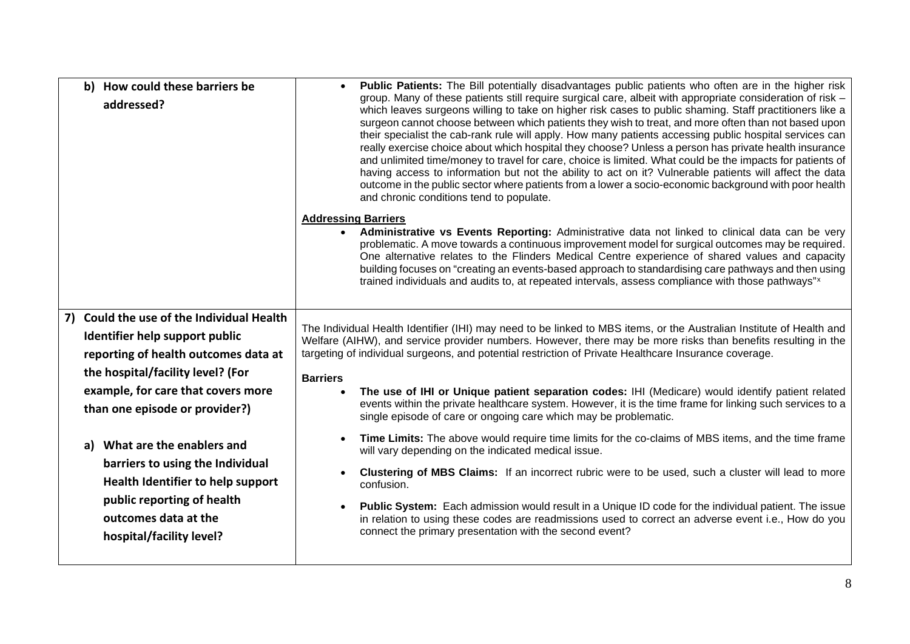| | |
|---|---|
| **b) How could these barriers be addressed?** | • **Public Patients:** The Bill potentially disadvantages public patients who often are in the higher risk group. Many of these patients still require surgical care, albeit with appropriate consideration of risk – which leaves surgeons willing to take on higher risk cases to public shaming. Staff practitioners like a surgeon cannot choose between which patients they wish to treat, and more often than not based upon their specialist the cab-rank rule will apply. How many patients accessing public hospital services can really exercise choice about which hospital they choose? Unless a person has private health insurance and unlimited time/money to travel for care, choice is limited. What could be the impacts for patients of having access to information but not the ability to act on it? Vulnerable patients will affect the data outcome in the public sector where patients from a lower a socio-economic background with poor health and chronic conditions tend to populate.<br><br>**Addressing Barriers**<br>• **Administrative vs Events Reporting:** Administrative data not linked to clinical data can be very problematic. A move towards a continuous improvement model for surgical outcomes may be required. One alternative relates to the Flinders Medical Centre experience of shared values and capacity building focuses on "creating an events-based approach to standardising care pathways and then using trained individuals and audits to, at repeated intervals, assess compliance with those pathways"[x] |
| **7) Could the use of the Individual Health Identifier help support public reporting of health outcomes data at the hospital/facility level? (For example, for care that covers more than one episode or provider?)**<br><br>**a) What are the enablers and barriers to using the Individual Health Identifier to help support public reporting of health outcomes data at the hospital/facility level?** | The Individual Health Identifier (IHI) may need to be linked to MBS items, or the Australian Institute of Health and Welfare (AIHW), and service provider numbers. However, there may be more risks than benefits resulting in the targeting of individual surgeons, and potential restriction of Private Healthcare Insurance coverage.<br><br>**Barriers**<br>• **The use of IHI or Unique patient separation codes:** IHI (Medicare) would identify patient related events within the private healthcare system. However, it is the time frame for linking such services to a single episode of care or ongoing care which may be problematic.<br>• **Time Limits:** The above would require time limits for the co-claims of MBS items, and the time frame will vary depending on the indicated medical issue.<br>• **Clustering of MBS Claims:** If an incorrect rubric were to be used, such a cluster will lead to more confusion.<br>• **Public System:** Each admission would result in a Unique ID code for the individual patient. The issue in relation to using these codes are readmissions used to correct an adverse event i.e., How do you connect the primary presentation with the second event? |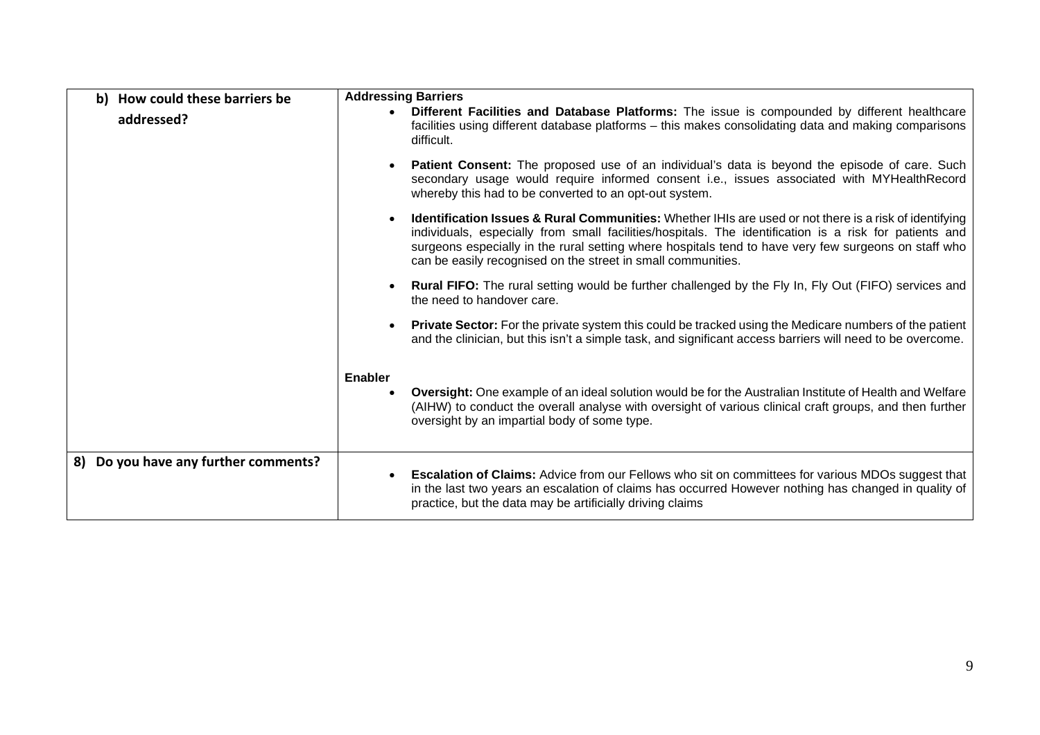| | |
|---|---|
| **b) How could these barriers be addressed?** | **Addressing Barriers**<br>• **Different Facilities and Database Platforms:** The issue is compounded by different healthcare facilities using different database platforms – this makes consolidating data and making comparisons difficult.<br>• **Patient Consent:** The proposed use of an individual's data is beyond the episode of care. Such secondary usage would require informed consent i.e., issues associated with MYHealthRecord whereby this had to be converted to an opt-out system.<br>• **Identification Issues & Rural Communities:** Whether IHIs are used or not there is a risk of identifying individuals, especially from small facilities/hospitals. The identification is a risk for patients and surgeons especially in the rural setting where hospitals tend to have very few surgeons on staff who can be easily recognised on the street in small communities.<br>• **Rural FIFO:** The rural setting would be further challenged by the Fly In, Fly Out (FIFO) services and the need to handover care.<br>• **Private Sector:** For the private system this could be tracked using the Medicare numbers of the patient and the clinician, but this isn't a simple task, and significant access barriers will need to be overcome.<br><br>**Enabler**<br>• **Oversight:** One example of an ideal solution would be for the Australian Institute of Health and Welfare (AIHW) to conduct the overall analyse with oversight of various clinical craft groups, and then further oversight by an impartial body of some type. |
| **8) Do you have any further comments?** | • **Escalation of Claims:** Advice from our Fellows who sit on committees for various MDOs suggest that in the last two years an escalation of claims has occurred However nothing has changed in quality of practice, but the data may be artificially driving claims |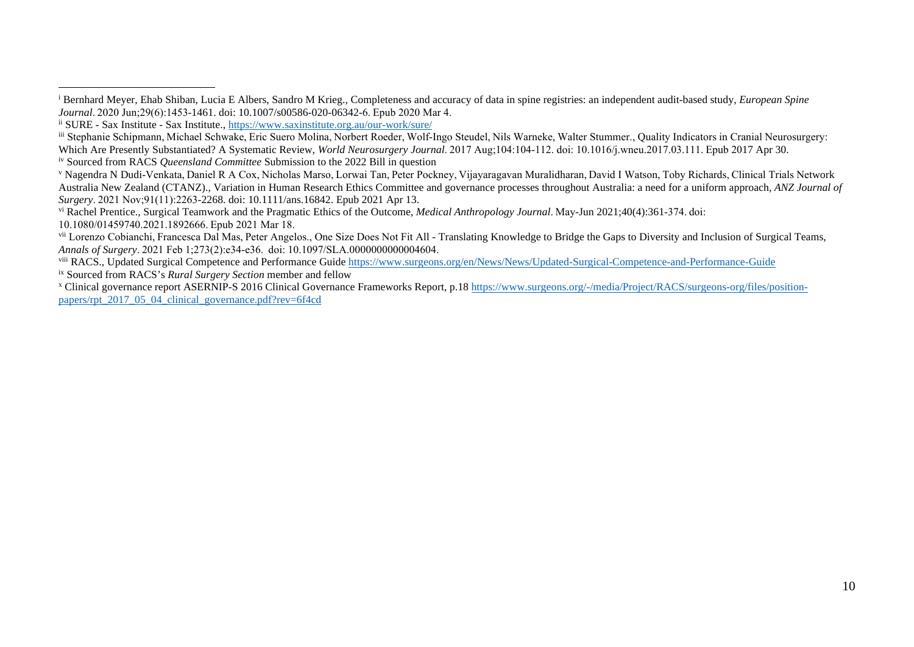[i] Bernhard Meyer, Ehab Shiban, Lucia E Albers, Sandro M Krieg., Completeness and accuracy of data in spine registries: an independent audit-based study, *European Spine Journal*. 2020 Jun;29(6):1453-1461. doi: 10.1007/s00586-020-06342-6. Epub 2020 Mar 4.

[ii] SURE - Sax Institute - Sax Institute., https://www.saxinstitute.org.au/our-work/sure/

[iii] Stephanie Schipmann, Michael Schwake, Eric Suero Molina, Norbert Roeder, Wolf-Ingo Steudel, Nils Warneke, Walter Stummer., Quality Indicators in Cranial Neurosurgery: Which Are Presently Substantiated? A Systematic Review, *World Neurosurgery Journal*. 2017 Aug;104:104-112. doi: 10.1016/j.wneu.2017.03.111. Epub 2017 Apr 30.

[iv] Sourced from RACS *Queensland Committee* Submission to the 2022 Bill in question

[v] Nagendra N Dudi-Venkata, Daniel R A Cox, Nicholas Marso, Lorwai Tan, Peter Pockney, Vijayaragavan Muralidharan, David I Watson, Toby Richards, Clinical Trials Network Australia New Zealand (CTANZ)., Variation in Human Research Ethics Committee and governance processes throughout Australia: a need for a uniform approach, *ANZ Journal of Surgery*. 2021 Nov;91(11):2263-2268. doi: 10.1111/ans.16842. Epub 2021 Apr 13.

[vi] Rachel Prentice., Surgical Teamwork and the Pragmatic Ethics of the Outcome, *Medical Anthropology Journal*. May-Jun 2021;40(4):361-374. doi: 10.1080/01459740.2021.1892666. Epub 2021 Mar 18.

[vii] Lorenzo Cobianchi, Francesca Dal Mas, Peter Angelos., One Size Does Not Fit All - Translating Knowledge to Bridge the Gaps to Diversity and Inclusion of Surgical Teams, *Annals of Surgery*. 2021 Feb 1;273(2):e34-e36. doi: 10.1097/SLA.0000000000004604.

[viii] RACS., Updated Surgical Competence and Performance Guide https://www.surgeons.org/en/News/News/Updated-Surgical-Competence-and-Performance-Guide

[ix] Sourced from RACS's *Rural Surgery Section* member and fellow

[x] Clinical governance report ASERNIP-S 2016 Clinical Governance Frameworks Report, p.18 https://www.surgeons.org/-/media/Project/RACS/surgeons-org/files/position-papers/rpt_2017_05_04_clinical_governance.pdf?rev=6f4cd